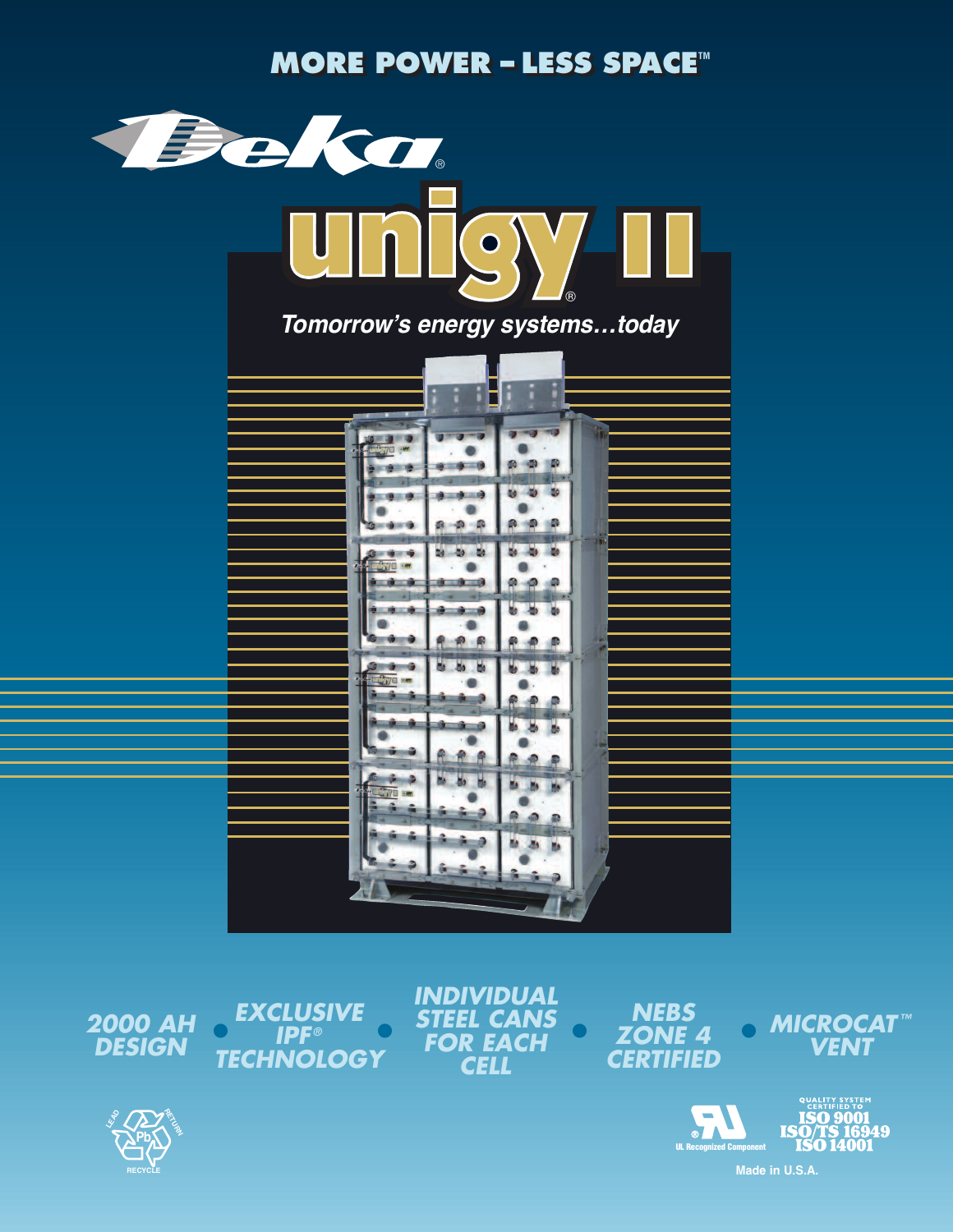MORE POWER – LESS SPACE™

Deka®

# unigy II®

*Tomorrow's energy systems…today*

- **2000 AH DESIGN**
- **EXCLUSIVE IPF® TECHNOLOGY**
- **INDIVIDUAL STEEL CANS FOR EACH CELL**
- **NEBS ZONE 4 CERTIFIED**
- **MICROCAT™ VENT**

LEAD RETURN Pb RECYCLE

UL Recognized Component

QUALITY SYSTEM CERTIFIED TO ISO 9001 ISO/TS 16949 ISO 14001

Made in U.S.A.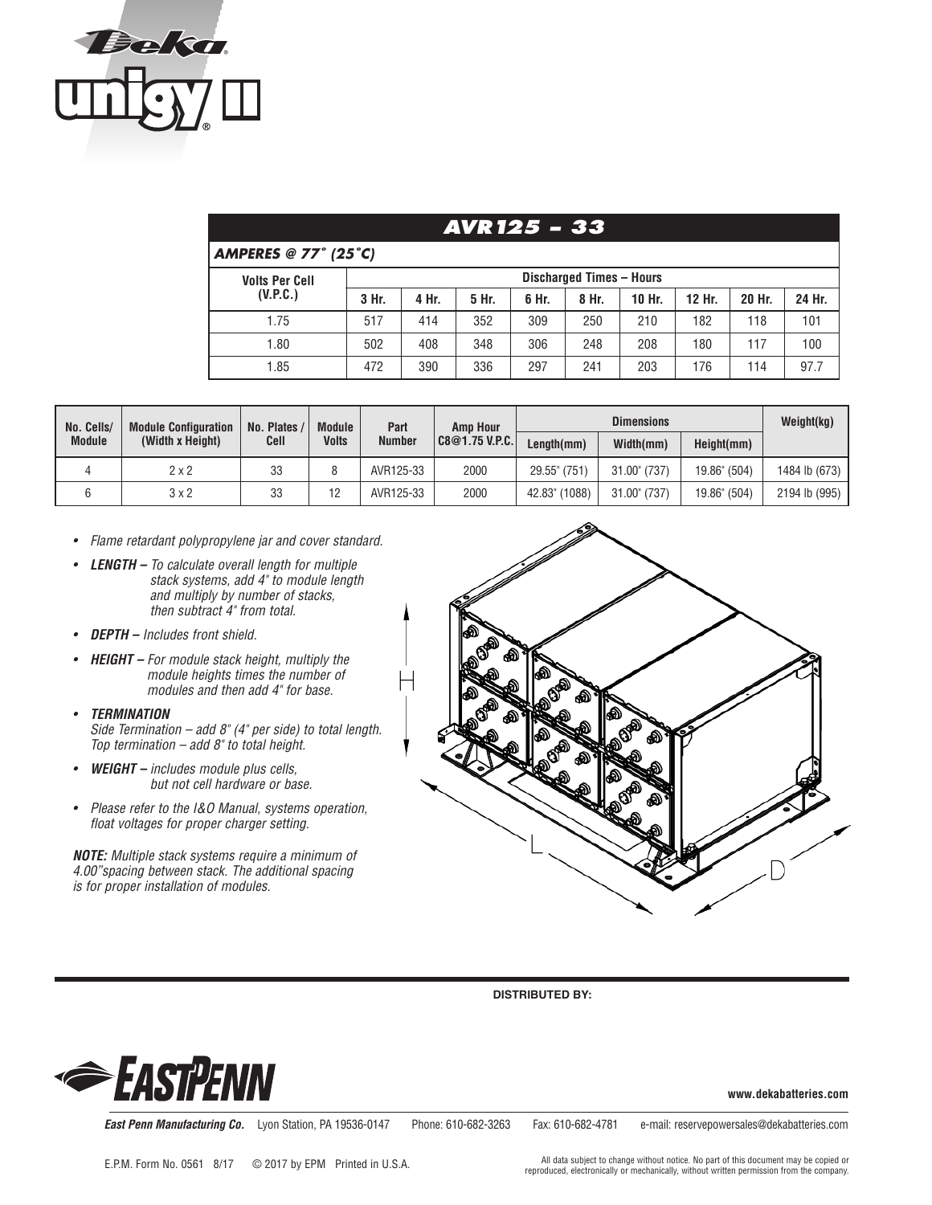# Deka unigy II

## AVR125 – 33

***AMPERES @ 77° (25°C)***

| Volts Per Cell (V.P.C.) | Discharged Times – Hours | | | | | | | | |
|---|---|---|---|---|---|---|---|---|---|
| | 3 Hr. | 4 Hr. | 5 Hr. | 6 Hr. | 8 Hr. | 10 Hr. | 12 Hr. | 20 Hr. | 24 Hr. |
| 1.75 | 517 | 414 | 352 | 309 | 250 | 210 | 182 | 118 | 101 |
| 1.80 | 502 | 408 | 348 | 306 | 248 | 208 | 180 | 117 | 100 |
| 1.85 | 472 | 390 | 336 | 297 | 241 | 203 | 176 | 114 | 97.7 |

| No. Cells/ Module | Module Configuration (Width x Height) | No. Plates / Cell | Module Volts | Part Number | Amp Hour C8@1.75 V.P.C. | Dimensions | | | Weight(kg) |
|---|---|---|---|---|---|---|---|---|---|
| | | | | | | Length(mm) | Width(mm) | Height(mm) | |
| 4 | 2 x 2 | 33 | 8 | AVR125-33 | 2000 | 29.55" (751) | 31.00" (737) | 19.86" (504) | 1484 lb (673) |
| 6 | 3 x 2 | 33 | 12 | AVR125-33 | 2000 | 42.83" (1088) | 31.00" (737) | 19.86" (504) | 2194 lb (995) |

- *Flame retardant polypropylene jar and cover standard.*
- ***LENGTH –*** *To calculate overall length for multiple stack systems, add 4" to module length and multiply by number of stacks, then subtract 4" from total.*
- ***DEPTH –*** *Includes front shield.*
- ***HEIGHT –*** *For module stack height, multiply the module heights times the number of modules and then add 4" for base.*
- ***TERMINATION***
  *Side Termination – add 8" (4" per side) to total length.*
  *Top termination – add 8" to total height.*
- ***WEIGHT –*** *includes module plus cells, but not cell hardware or base.*
- *Please refer to the I&O Manual, systems operation, float voltages for proper charger setting.*

***NOTE:*** *Multiple stack systems require a minimum of 4.00"spacing between stack. The additional spacing is for proper installation of modules.*

H

L

D

**DISTRIBUTED BY:**

EASTPENN

**www.dekabatteries.com**

***East Penn Manufacturing Co.*** Lyon Station, PA 19536-0147 Phone: 610-682-3263 Fax: 610-682-4781 e-mail: reservepowersales@dekabatteries.com

E.P.M. Form No. 0561 8/17 © 2017 by EPM Printed in U.S.A.

All data subject to change without notice. No part of this document may be copied or reproduced, electronically or mechanically, without written permission from the company.